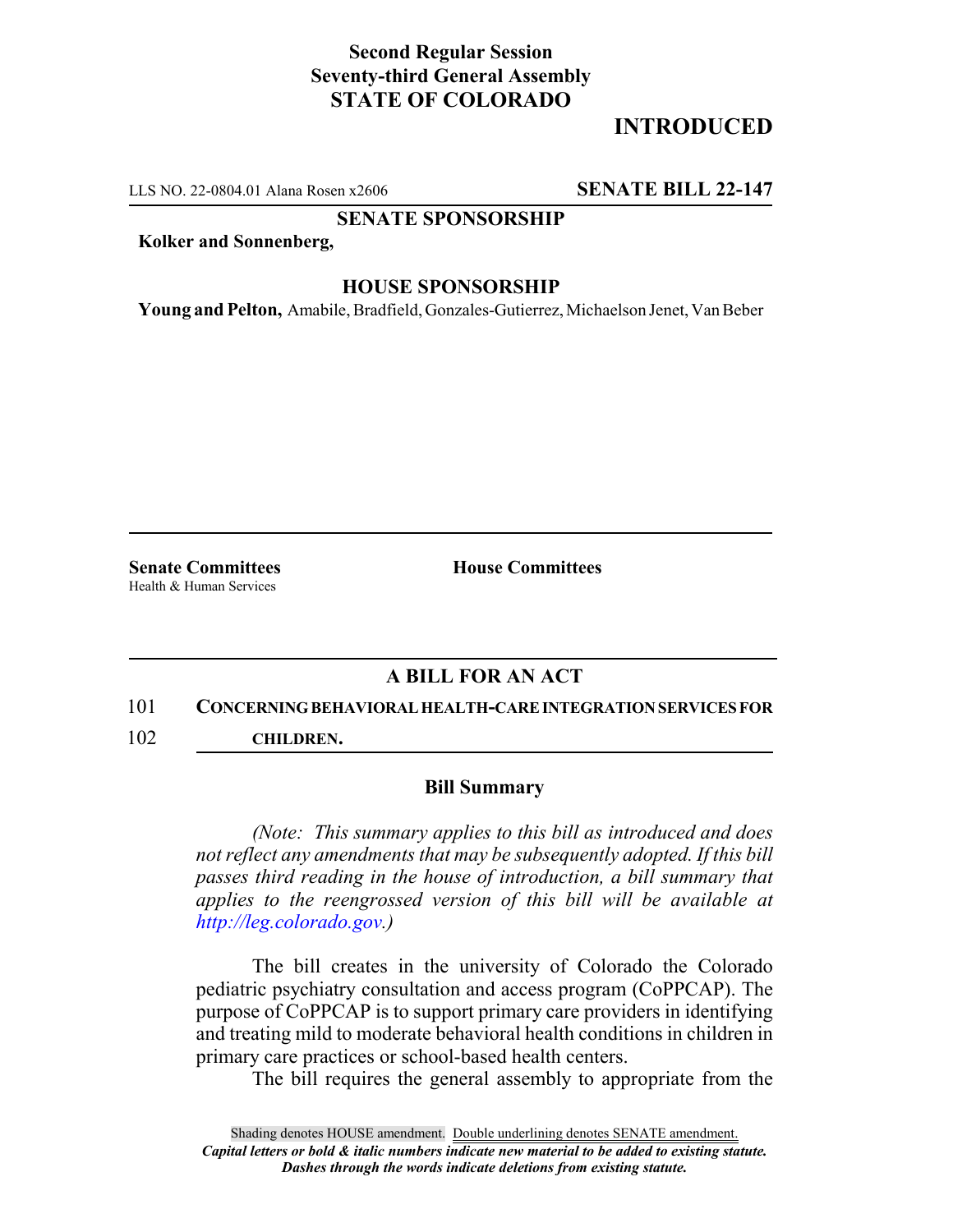**Second Regular Session**
**Seventy-third General Assembly**
**STATE OF COLORADO**

# INTRODUCED

LLS NO. 22-0804.01 Alana Rosen x2606 **SENATE BILL 22-147**

**SENATE SPONSORSHIP**

**Kolker and Sonnenberg,**

**HOUSE SPONSORSHIP**

**Young and Pelton,** Amabile, Bradfield, Gonzales-Gutierrez, Michaelson Jenet, Van Beber

**Senate Committees**
Health & Human Services

**House Committees**

## A BILL FOR AN ACT

101 **CONCERNING BEHAVIORAL HEALTH-CARE INTEGRATION SERVICES FOR**
102 **CHILDREN.**

### Bill Summary

*(Note: This summary applies to this bill as introduced and does not reflect any amendments that may be subsequently adopted. If this bill passes third reading in the house of introduction, a bill summary that applies to the reengrossed version of this bill will be available at http://leg.colorado.gov.)*

The bill creates in the university of Colorado the Colorado pediatric psychiatry consultation and access program (CoPPCAP). The purpose of CoPPCAP is to support primary care providers in identifying and treating mild to moderate behavioral health conditions in children in primary care practices or school-based health centers.

The bill requires the general assembly to appropriate from the

Shading denotes HOUSE amendment. Double underlining denotes SENATE amendment.
*Capital letters or bold & italic numbers indicate new material to be added to existing statute.*
*Dashes through the words indicate deletions from existing statute.*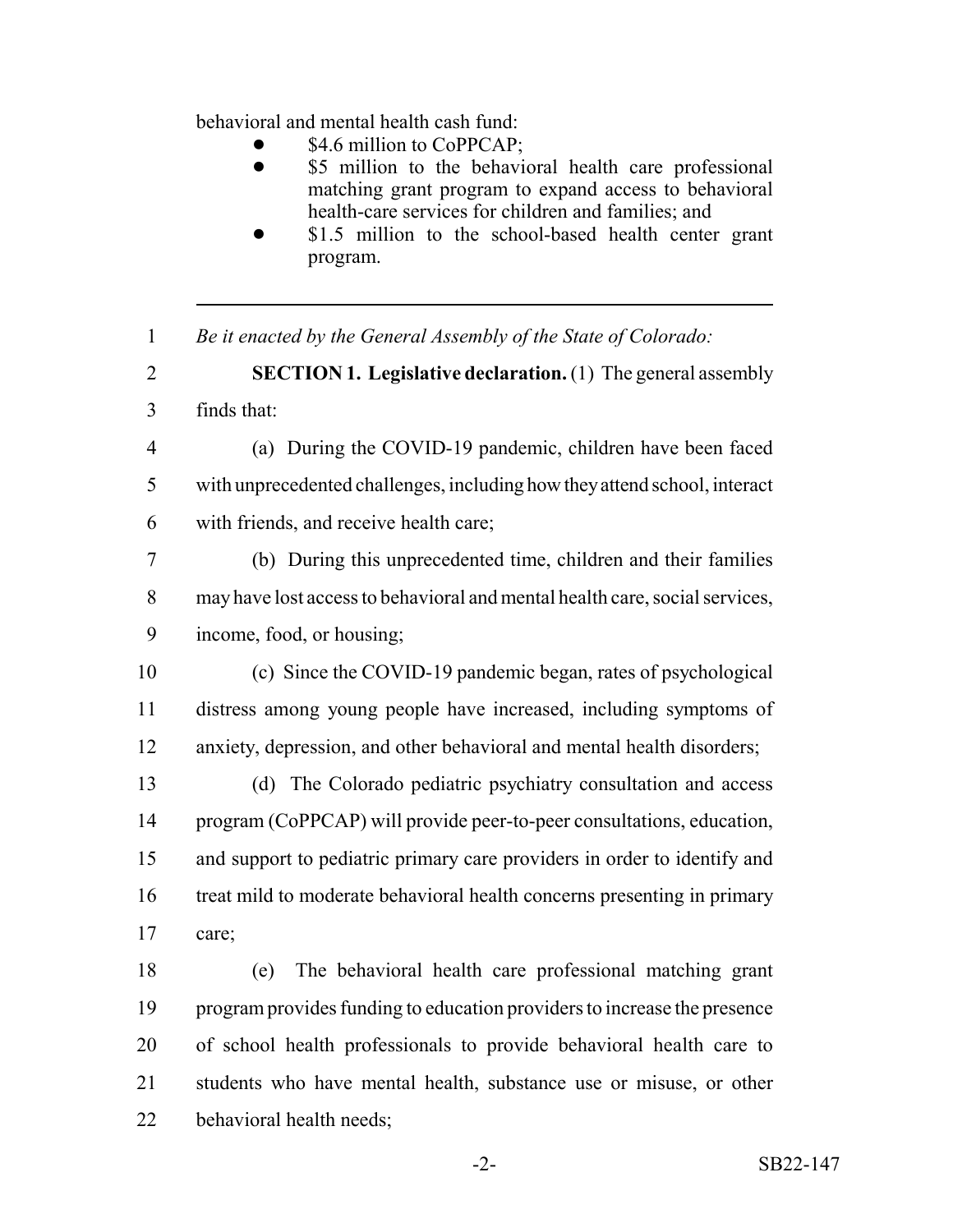behavioral and mental health cash fund:

- $4.6 million to CoPPCAP;
- $5 million to the behavioral health care professional matching grant program to expand access to behavioral health-care services for children and families; and
- $1.5 million to the school-based health center grant program.

---

*Be it enacted by the General Assembly of the State of Colorado:*

**SECTION 1. Legislative declaration.** (1) The general assembly finds that:

(a) During the COVID-19 pandemic, children have been faced with unprecedented challenges, including how they attend school, interact with friends, and receive health care;

(b) During this unprecedented time, children and their families may have lost access to behavioral and mental health care, social services, income, food, or housing;

(c) Since the COVID-19 pandemic began, rates of psychological distress among young people have increased, including symptoms of anxiety, depression, and other behavioral and mental health disorders;

(d) The Colorado pediatric psychiatry consultation and access program (CoPPCAP) will provide peer-to-peer consultations, education, and support to pediatric primary care providers in order to identify and treat mild to moderate behavioral health concerns presenting in primary care;

(e) The behavioral health care professional matching grant program provides funding to education providers to increase the presence of school health professionals to provide behavioral health care to students who have mental health, substance use or misuse, or other behavioral health needs;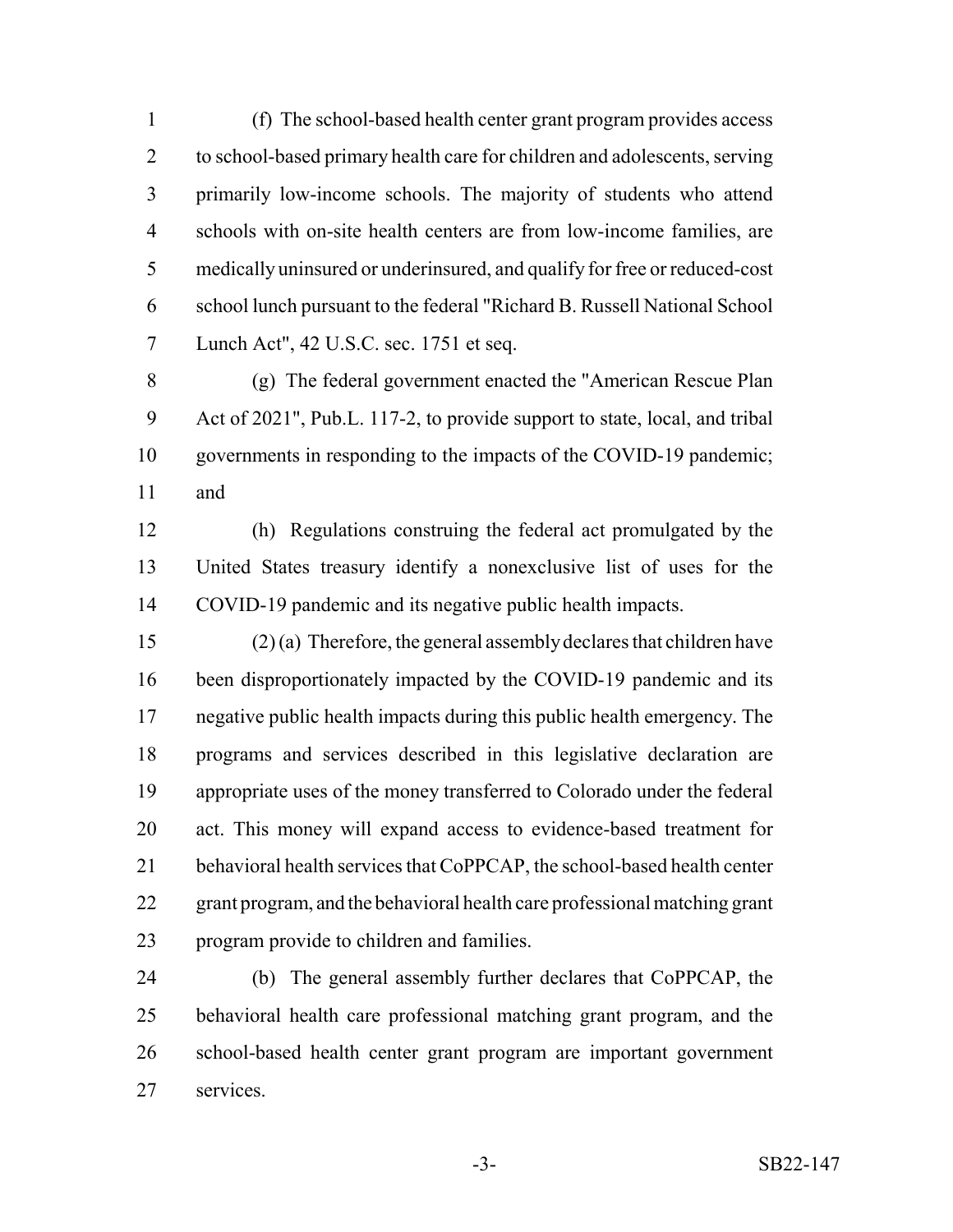(f) The school-based health center grant program provides access to school-based primary health care for children and adolescents, serving primarily low-income schools. The majority of students who attend schools with on-site health centers are from low-income families, are medically uninsured or underinsured, and qualify for free or reduced-cost school lunch pursuant to the federal "Richard B. Russell National School Lunch Act", 42 U.S.C. sec. 1751 et seq.

(g) The federal government enacted the "American Rescue Plan Act of 2021", Pub.L. 117-2, to provide support to state, local, and tribal governments in responding to the impacts of the COVID-19 pandemic; and

(h) Regulations construing the federal act promulgated by the United States treasury identify a nonexclusive list of uses for the COVID-19 pandemic and its negative public health impacts.

(2) (a) Therefore, the general assembly declares that children have been disproportionately impacted by the COVID-19 pandemic and its negative public health impacts during this public health emergency. The programs and services described in this legislative declaration are appropriate uses of the money transferred to Colorado under the federal act. This money will expand access to evidence-based treatment for behavioral health services that CoPPCAP, the school-based health center grant program, and the behavioral health care professional matching grant program provide to children and families.

(b) The general assembly further declares that CoPPCAP, the behavioral health care professional matching grant program, and the school-based health center grant program are important government services.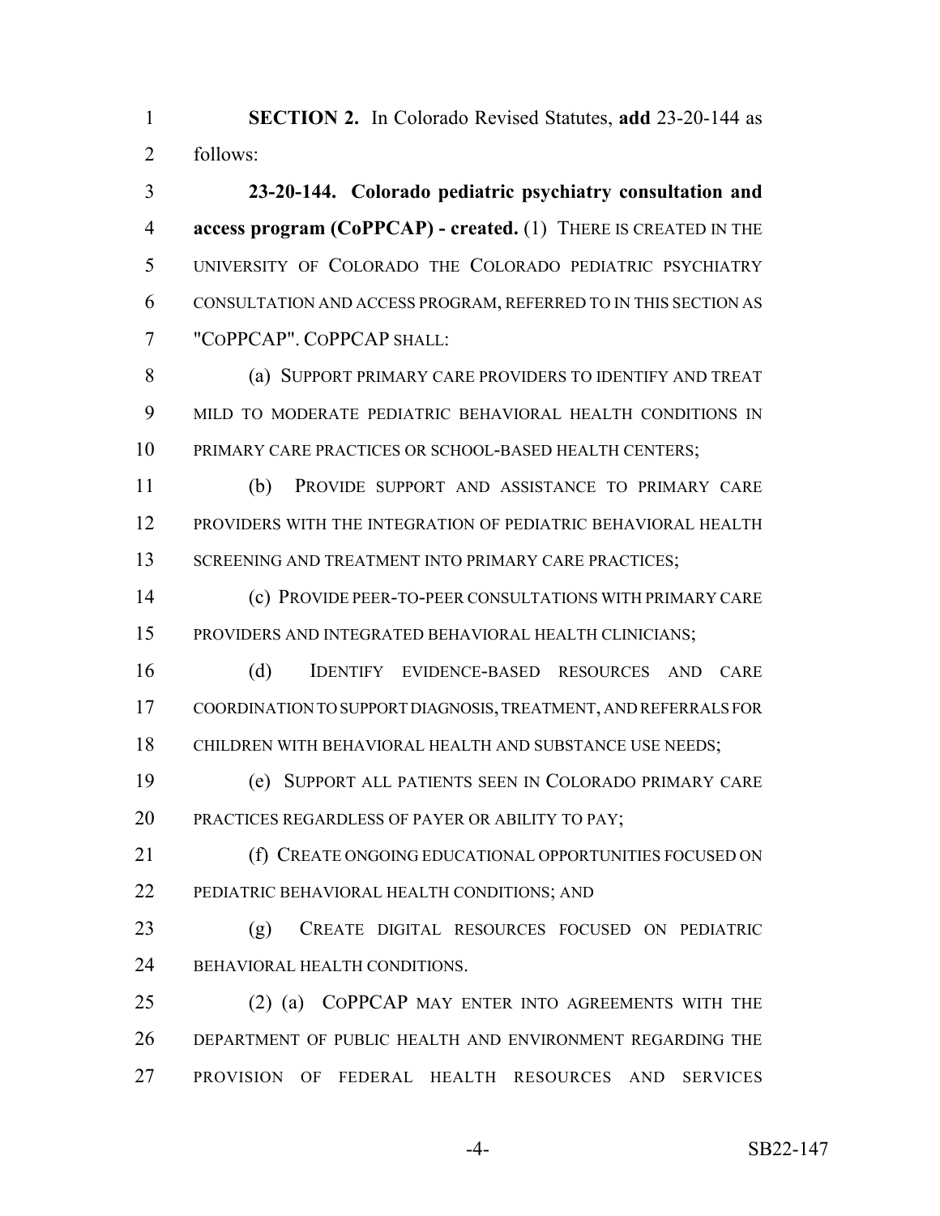**SECTION 2.** In Colorado Revised Statutes, **add** 23-20-144 as follows:

**23-20-144. Colorado pediatric psychiatry consultation and access program (CoPPCAP) - created.** (1) THERE IS CREATED IN THE UNIVERSITY OF COLORADO THE COLORADO PEDIATRIC PSYCHIATRY CONSULTATION AND ACCESS PROGRAM, REFERRED TO IN THIS SECTION AS "COPPCAP". COPPCAP SHALL:

(a) SUPPORT PRIMARY CARE PROVIDERS TO IDENTIFY AND TREAT MILD TO MODERATE PEDIATRIC BEHAVIORAL HEALTH CONDITIONS IN PRIMARY CARE PRACTICES OR SCHOOL-BASED HEALTH CENTERS;

(b) PROVIDE SUPPORT AND ASSISTANCE TO PRIMARY CARE PROVIDERS WITH THE INTEGRATION OF PEDIATRIC BEHAVIORAL HEALTH SCREENING AND TREATMENT INTO PRIMARY CARE PRACTICES;

(c) PROVIDE PEER-TO-PEER CONSULTATIONS WITH PRIMARY CARE PROVIDERS AND INTEGRATED BEHAVIORAL HEALTH CLINICIANS;

(d) IDENTIFY EVIDENCE-BASED RESOURCES AND CARE COORDINATION TO SUPPORT DIAGNOSIS, TREATMENT, AND REFERRALS FOR CHILDREN WITH BEHAVIORAL HEALTH AND SUBSTANCE USE NEEDS;

(e) SUPPORT ALL PATIENTS SEEN IN COLORADO PRIMARY CARE PRACTICES REGARDLESS OF PAYER OR ABILITY TO PAY;

(f) CREATE ONGOING EDUCATIONAL OPPORTUNITIES FOCUSED ON PEDIATRIC BEHAVIORAL HEALTH CONDITIONS; AND

(g) CREATE DIGITAL RESOURCES FOCUSED ON PEDIATRIC BEHAVIORAL HEALTH CONDITIONS.

(2) (a) COPPCAP MAY ENTER INTO AGREEMENTS WITH THE DEPARTMENT OF PUBLIC HEALTH AND ENVIRONMENT REGARDING THE PROVISION OF FEDERAL HEALTH RESOURCES AND SERVICES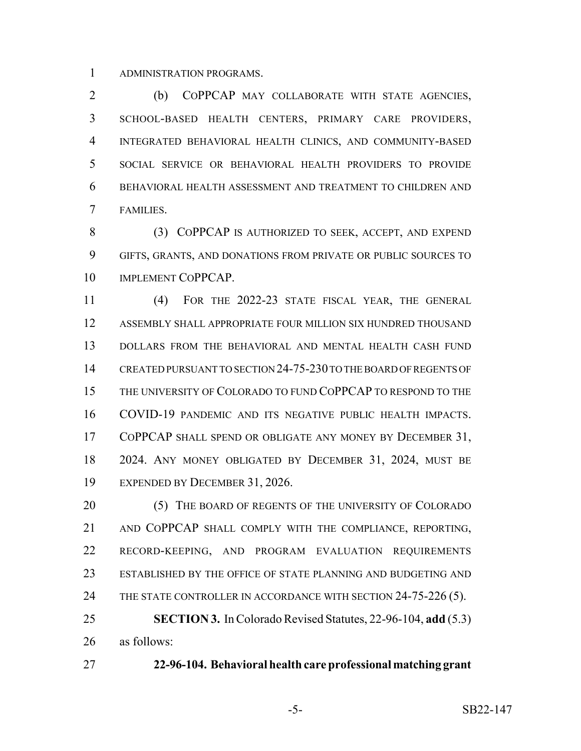ADMINISTRATION PROGRAMS.

(b) COPPCAP MAY COLLABORATE WITH STATE AGENCIES, SCHOOL-BASED HEALTH CENTERS, PRIMARY CARE PROVIDERS, INTEGRATED BEHAVIORAL HEALTH CLINICS, AND COMMUNITY-BASED SOCIAL SERVICE OR BEHAVIORAL HEALTH PROVIDERS TO PROVIDE BEHAVIORAL HEALTH ASSESSMENT AND TREATMENT TO CHILDREN AND FAMILIES.

(3) COPPCAP IS AUTHORIZED TO SEEK, ACCEPT, AND EXPEND GIFTS, GRANTS, AND DONATIONS FROM PRIVATE OR PUBLIC SOURCES TO IMPLEMENT COPPCAP.

(4) FOR THE 2022-23 STATE FISCAL YEAR, THE GENERAL ASSEMBLY SHALL APPROPRIATE FOUR MILLION SIX HUNDRED THOUSAND DOLLARS FROM THE BEHAVIORAL AND MENTAL HEALTH CASH FUND CREATED PURSUANT TO SECTION 24-75-230 TO THE BOARD OF REGENTS OF THE UNIVERSITY OF COLORADO TO FUND COPPCAP TO RESPOND TO THE COVID-19 PANDEMIC AND ITS NEGATIVE PUBLIC HEALTH IMPACTS. COPPCAP SHALL SPEND OR OBLIGATE ANY MONEY BY DECEMBER 31, 2024. ANY MONEY OBLIGATED BY DECEMBER 31, 2024, MUST BE EXPENDED BY DECEMBER 31, 2026.

(5) THE BOARD OF REGENTS OF THE UNIVERSITY OF COLORADO AND COPPCAP SHALL COMPLY WITH THE COMPLIANCE, REPORTING, RECORD-KEEPING, AND PROGRAM EVALUATION REQUIREMENTS ESTABLISHED BY THE OFFICE OF STATE PLANNING AND BUDGETING AND THE STATE CONTROLLER IN ACCORDANCE WITH SECTION 24-75-226 (5).

**SECTION 3.** In Colorado Revised Statutes, 22-96-104, **add** (5.3) as follows:

**22-96-104. Behavioral health care professional matching grant**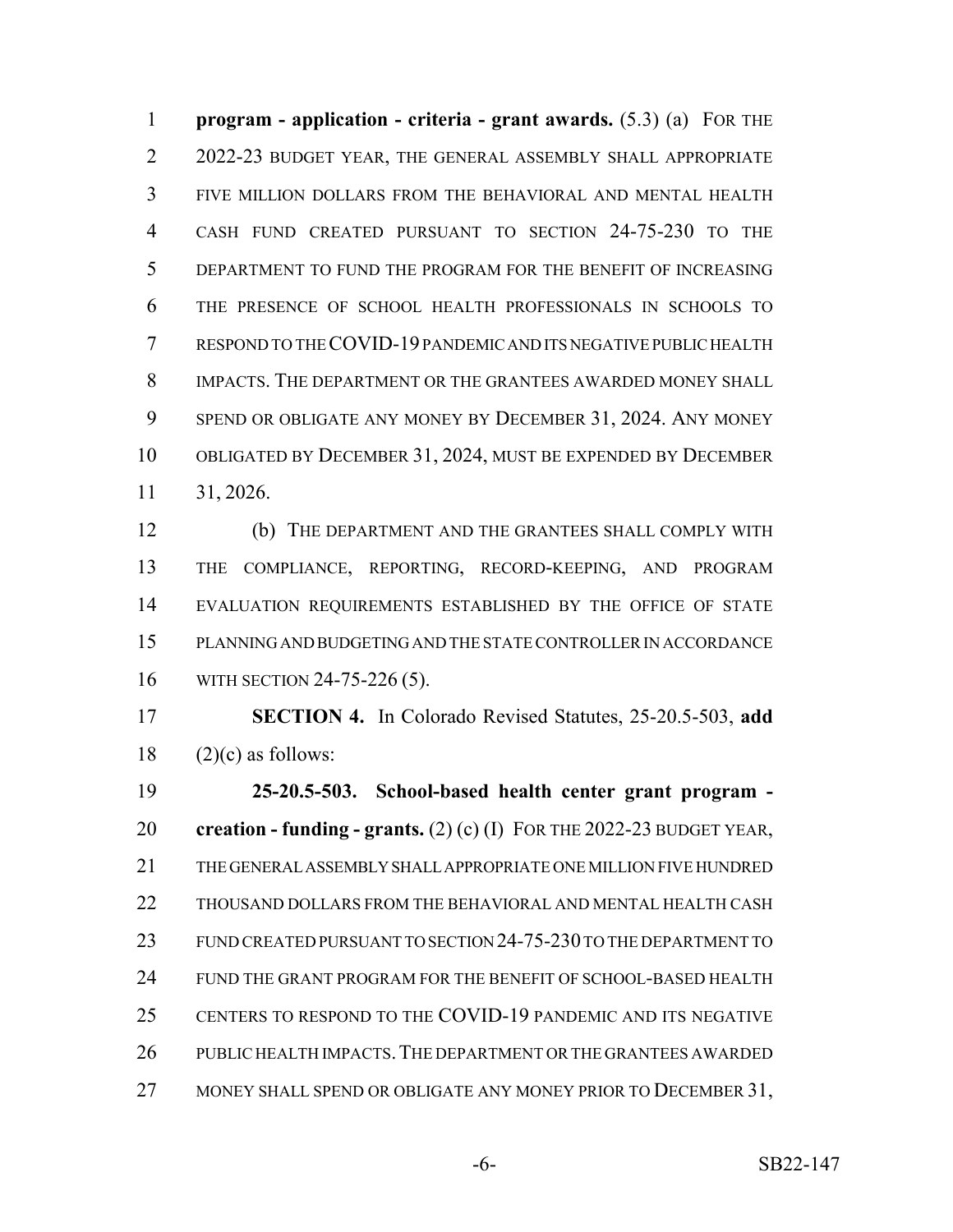**program - application - criteria - grant awards.** (5.3) (a) FOR THE 2022-23 BUDGET YEAR, THE GENERAL ASSEMBLY SHALL APPROPRIATE FIVE MILLION DOLLARS FROM THE BEHAVIORAL AND MENTAL HEALTH CASH FUND CREATED PURSUANT TO SECTION 24-75-230 TO THE DEPARTMENT TO FUND THE PROGRAM FOR THE BENEFIT OF INCREASING THE PRESENCE OF SCHOOL HEALTH PROFESSIONALS IN SCHOOLS TO RESPOND TO THE COVID-19 PANDEMIC AND ITS NEGATIVE PUBLIC HEALTH IMPACTS. THE DEPARTMENT OR THE GRANTEES AWARDED MONEY SHALL SPEND OR OBLIGATE ANY MONEY BY DECEMBER 31, 2024. ANY MONEY OBLIGATED BY DECEMBER 31, 2024, MUST BE EXPENDED BY DECEMBER 31, 2026.

(b) THE DEPARTMENT AND THE GRANTEES SHALL COMPLY WITH THE COMPLIANCE, REPORTING, RECORD-KEEPING, AND PROGRAM EVALUATION REQUIREMENTS ESTABLISHED BY THE OFFICE OF STATE PLANNING AND BUDGETING AND THE STATE CONTROLLER IN ACCORDANCE WITH SECTION 24-75-226 (5).

**SECTION 4.** In Colorado Revised Statutes, 25-20.5-503, **add** (2)(c) as follows:

**25-20.5-503. School-based health center grant program - creation - funding - grants.** (2) (c) (I) FOR THE 2022-23 BUDGET YEAR, THE GENERAL ASSEMBLY SHALL APPROPRIATE ONE MILLION FIVE HUNDRED THOUSAND DOLLARS FROM THE BEHAVIORAL AND MENTAL HEALTH CASH FUND CREATED PURSUANT TO SECTION 24-75-230 TO THE DEPARTMENT TO FUND THE GRANT PROGRAM FOR THE BENEFIT OF SCHOOL-BASED HEALTH CENTERS TO RESPOND TO THE COVID-19 PANDEMIC AND ITS NEGATIVE PUBLIC HEALTH IMPACTS. THE DEPARTMENT OR THE GRANTEES AWARDED MONEY SHALL SPEND OR OBLIGATE ANY MONEY PRIOR TO DECEMBER 31,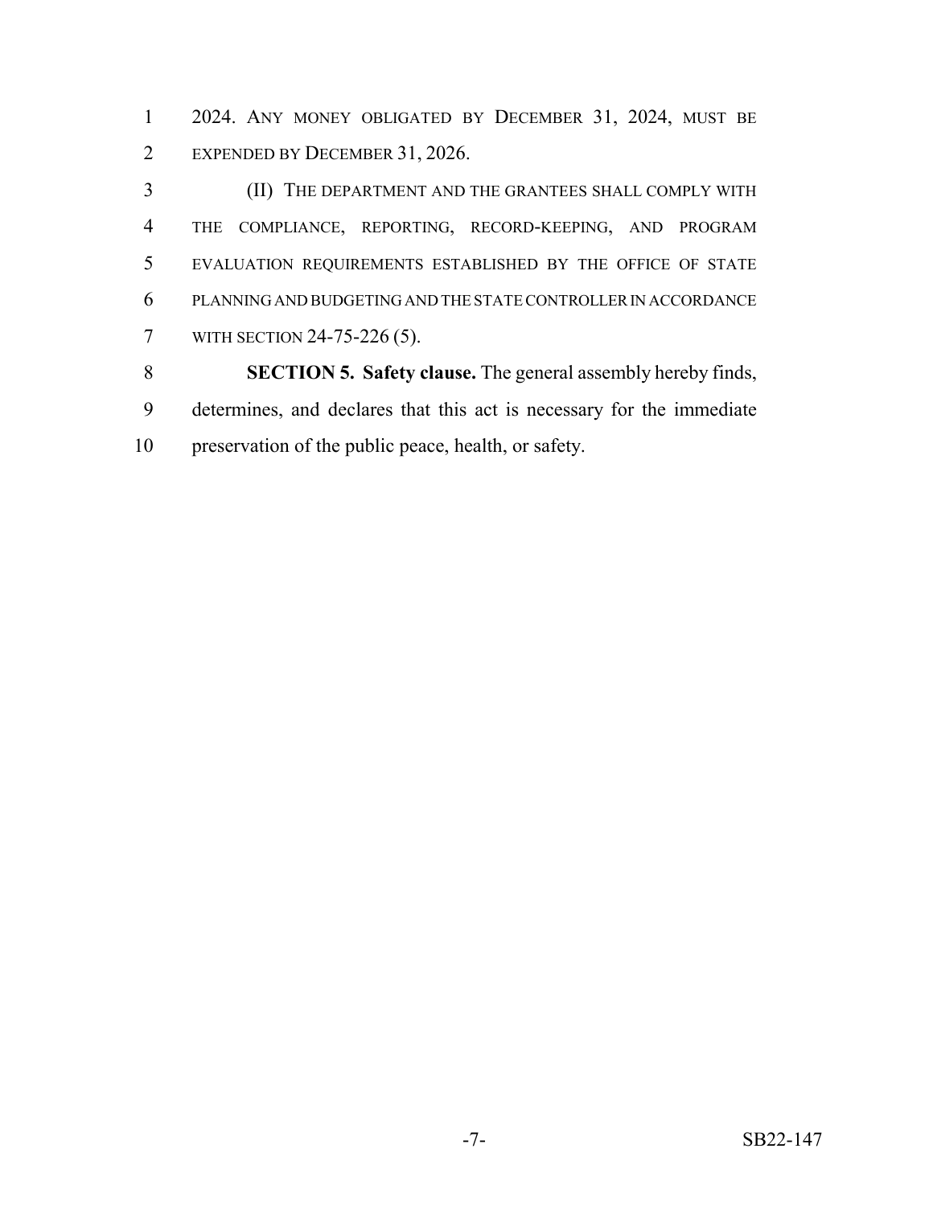2024. ANY MONEY OBLIGATED BY DECEMBER 31, 2024, MUST BE EXPENDED BY DECEMBER 31, 2026.

(II) THE DEPARTMENT AND THE GRANTEES SHALL COMPLY WITH THE COMPLIANCE, REPORTING, RECORD-KEEPING, AND PROGRAM EVALUATION REQUIREMENTS ESTABLISHED BY THE OFFICE OF STATE PLANNING AND BUDGETING AND THE STATE CONTROLLER IN ACCORDANCE WITH SECTION 24-75-226 (5).

**SECTION 5. Safety clause.** The general assembly hereby finds, determines, and declares that this act is necessary for the immediate preservation of the public peace, health, or safety.